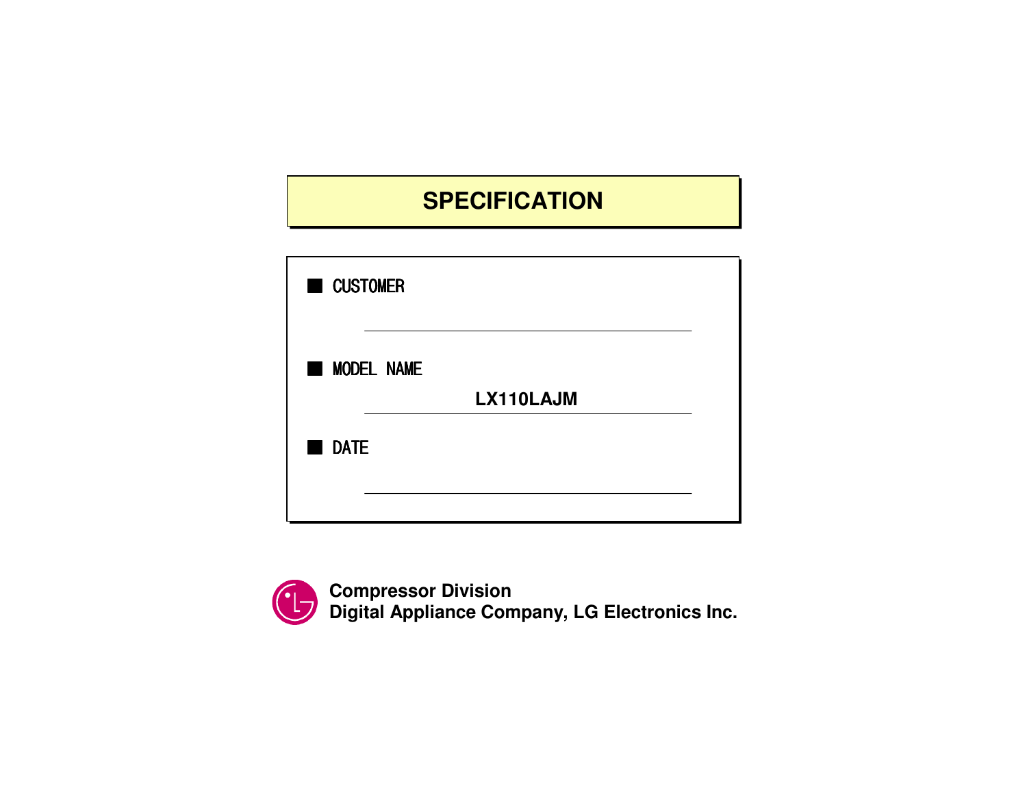# SPECIFICATION

■ CUSTOMER

________________________________

■ MODEL NAME

LX110LAJM

________________________________

■ DATE

________________________________

**Compressor Division**
**Digital Appliance Company, LG Electronics Inc.**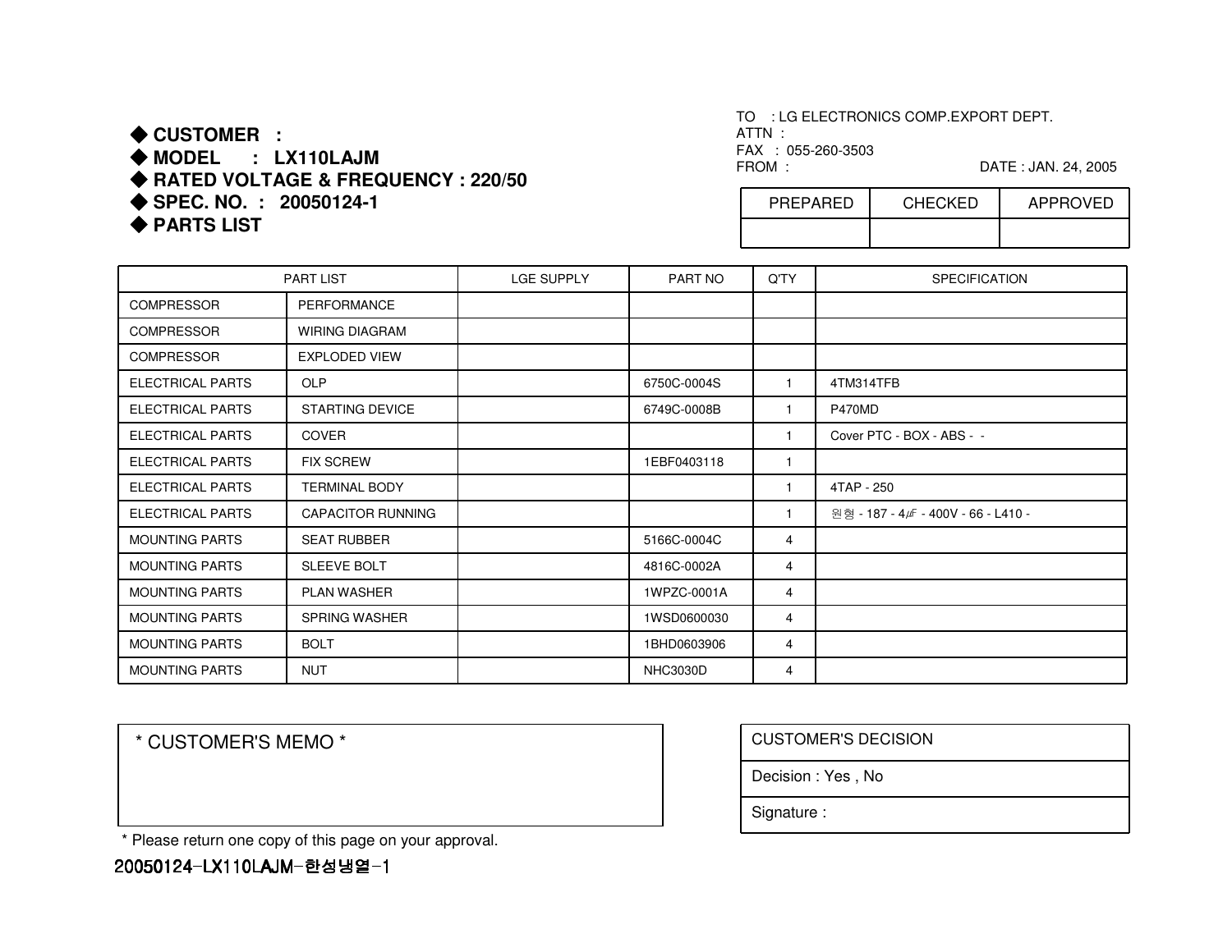◆ **CUSTOMER :**
◆ **MODEL : LX110LAJM**
◆ **RATED VOLTAGE & FREQUENCY : 220/50**
◆ **SPEC. NO. : 20050124-1**
◆ **PARTS LIST**

TO : LG ELECTRONICS COMP.EXPORT DEPT.
ATTN :
FAX : 055-260-3503
FROM :
DATE : JAN. 24, 2005

| PREPARED | CHECKED | APPROVED |
|---|---|---|
| | | |

| PART LIST | | LGE SUPPLY | PART NO | Q'TY | SPECIFICATION |
|---|---|---|---|---|---|
| COMPRESSOR | PERFORMANCE | | | | |
| COMPRESSOR | WIRING DIAGRAM | | | | |
| COMPRESSOR | EXPLODED VIEW | | | | |
| ELECTRICAL PARTS | OLP | | 6750C-0004S | 1 | 4TM314TFB |
| ELECTRICAL PARTS | STARTING DEVICE | | 6749C-0008B | 1 | P470MD |
| ELECTRICAL PARTS | COVER | | | 1 | Cover PTC - BOX - ABS - - |
| ELECTRICAL PARTS | FIX SCREW | | 1EBF0403118 | 1 | |
| ELECTRICAL PARTS | TERMINAL BODY | | | 1 | 4TAP - 250 |
| ELECTRICAL PARTS | CAPACITOR RUNNING | | | 1 | 원형 - 187 - 4㎌ - 400V - 66 - L410 - |
| MOUNTING PARTS | SEAT RUBBER | | 5166C-0004C | 4 | |
| MOUNTING PARTS | SLEEVE BOLT | | 4816C-0002A | 4 | |
| MOUNTING PARTS | PLAN WASHER | | 1WPZC-0001A | 4 | |
| MOUNTING PARTS | SPRING WASHER | | 1WSD0600030 | 4 | |
| MOUNTING PARTS | BOLT | | 1BHD0603906 | 4 | |
| MOUNTING PARTS | NUT | | NHC3030D | 4 | |

| * CUSTOMER'S MEMO * |
|---|
| |

* Please return one copy of this page on your approval.

| CUSTOMER'S DECISION |
|---|
| Decision : Yes , No |
| Signature : |

20050124-LX110LAJM-한성냉열-1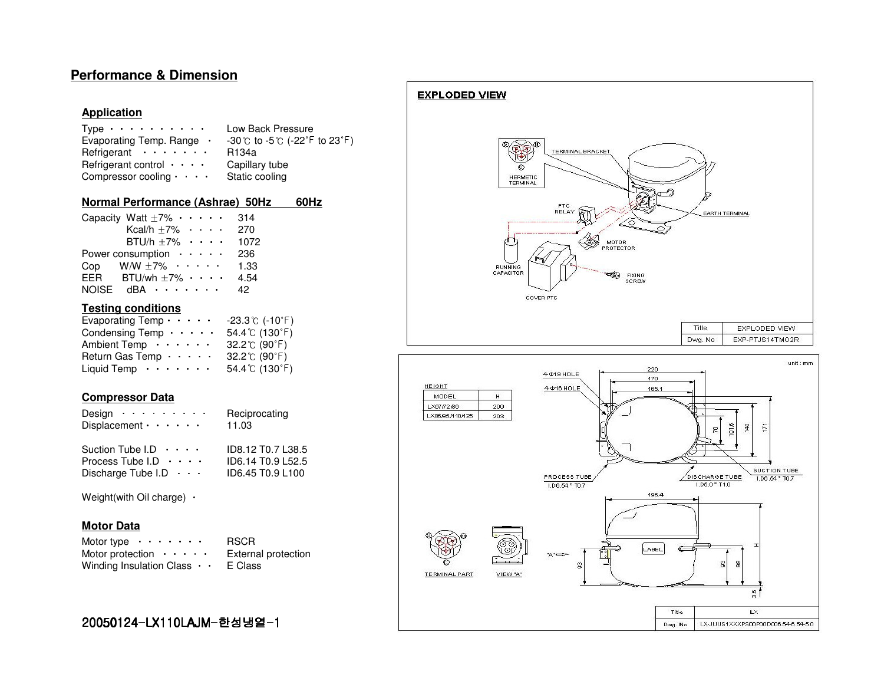## Performance & Dimension

### Application

| | |
|---|---|
| Type ・・・・・・・・・・ | Low Back Pressure |
| Evaporating Temp. Range ・ | -30℃ to -5℃ (-22˚F to 23˚F) |
| Refrigerant ・・・・・・・ | R134a |
| Refrigerant control ・・・・ | Capillary tube |
| Compressor cooling・・・・ | Static cooling |

### Normal Performance (Ashrae) 50Hz 60Hz

| | 50Hz | 60Hz |
|---|---|---|
| Capacity Watt ±7% ・・・・・ | 314 | |
| Kcal/h ±7% ・・・・ | 270 | |
| BTU/h ±7% ・・・・ | 1072 | |
| Power consumption ・・・・・ | 236 | |
| Cop W/W ±7% ・・・・・ | 1.33 | |
| EER BTU/wh ±7% ・・・・ | 4.54 | |
| NOISE dBA ・・・・・・・ | 42 | |

### Testing conditions

| | |
|---|---|
| Evaporating Temp・・・・・ | -23.3℃ (-10˚F) |
| Condensing Temp ・・・・・ | 54.4℃ (130˚F) |
| Ambient Temp ・・・・・・ | 32.2℃ (90˚F) |
| Return Gas Temp ・・・・・ | 32.2℃ (90˚F) |
| Liquid Temp ・・・・・・・ | 54.4℃ (130˚F) |

### Compressor Data

| | |
|---|---|
| Design ・・・・・・・・・ | Reciprocating |
| Displacement・・・・・・ | 11.03 |
| Suction Tube I.D ・・・・ | ID8.12 T0.7 L38.5 |
| Process Tube I.D ・・・・ | ID6.14 T0.9 L52.5 |
| Discharge Tube I.D ・・・ | ID6.45 T0.9 L100 |
| Weight(with Oil charge) ・ | |

### Motor Data

| | |
|---|---|
| Motor type ・・・・・・・ | RSCR |
| Motor protection ・・・・・ | External protection |
| Winding Insulation Class ・・ | E Class |

20050124-LX110LAJM-한성냉열-1

**EXPLODED VIEW**

HERMETIC TERMINAL, TERMINAL BRACKET, PTC RELAY, EARTH TERMINAL, MOTOR PROTECTOR, RUNNING CAPACITOR, FIXING SCREW, COVER PTC

| Title | EXPLODED VIEW |
|---|---|
| Dwg. No | EXP-PTJS14TMO2R |

unit : mm

HEIGHT

| MODEL | H |
|---|---|
| LX67/72/86 | 200 |
| LX86/95/110/125 | 203 |

4-Φ19 HOLE, 4-Φ16 HOLE, 220, 170, 165.1, 70, 101.6, 140, 171

PROCESS TUBE I.D6.54 * T0.7 — DISCHARGE TUBE I.D5.0 * T1.0 — SUCTION TUBE I.D8.54 * T0.7

196.4, H, 93, 93, 99, 3.6, LABEL

TERMINAL PART — VIEW "A" — "A"

| Title | LX |
|---|---|
| Dwg. No | LX-JUUS1XXXPS00P00D006.54-6.54-5.0 |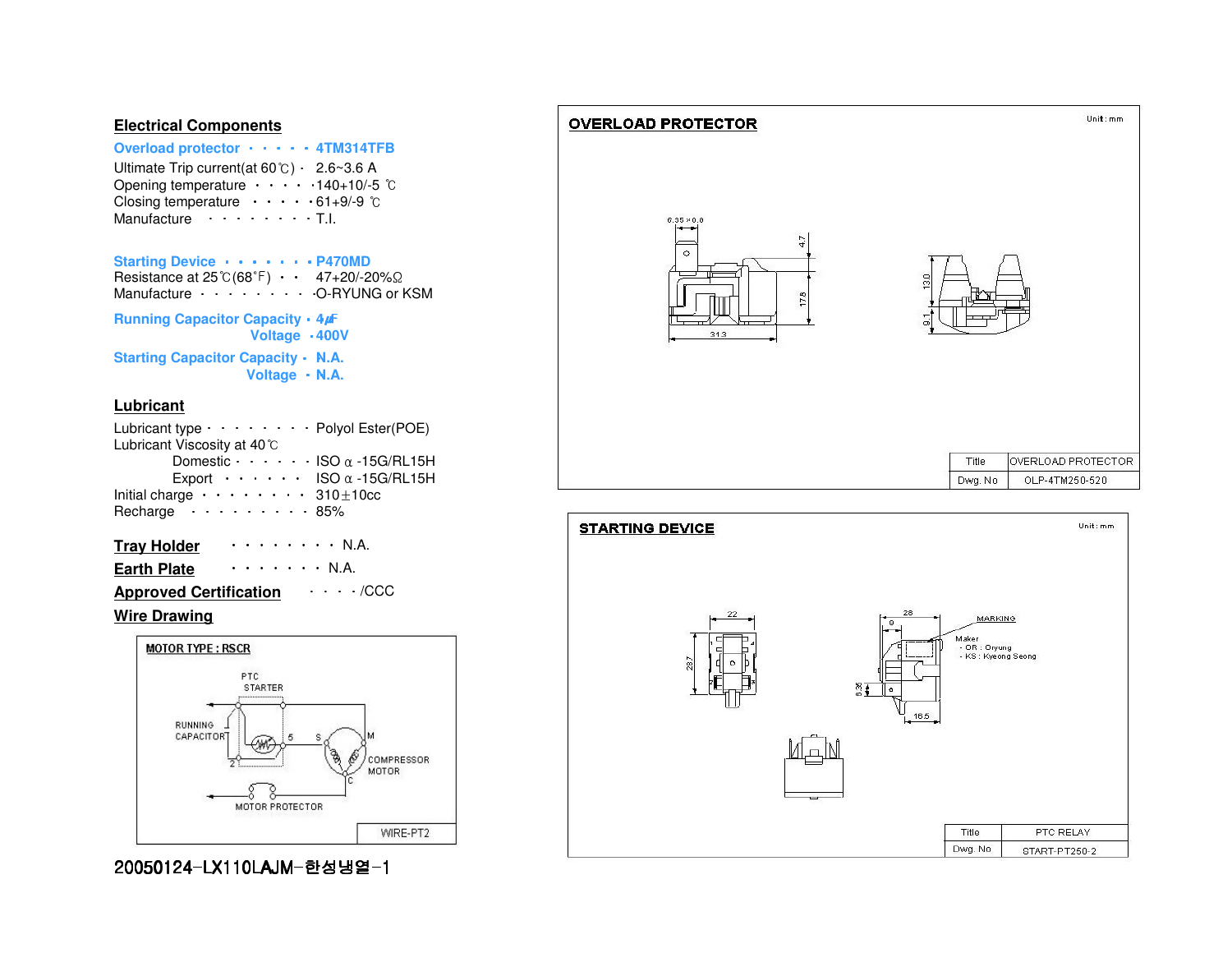## Electrical Components

**Overload protector · · · · · 4TM314TFB**

Ultimate Trip current(at 60℃) · 2.6~3.6 A
Opening temperature · · · · ·140+10/-5 ℃
Closing temperature · · · · ·61+9/-9 ℃
Manufacture · · · · · · · · T.I.

**Starting Device · · · · · · · P470MD**

Resistance at 25℃(68˚F) · · 47+20/-20%Ω
Manufacture · · · · · · · · ·O-RYUNG or KSM

**Running Capacitor Capacity · 4㎌**
**Voltage ·400V**

**Starting Capacitor Capacity · N.A.**
**Voltage · N.A.**

## Lubricant

Lubricant type · · · · · · · · Polyol Ester(POE)
Lubricant Viscosity at 40℃
Domestic · · · · · · ISO α -15G/RL15H
Export · · · · · · ISO α -15G/RL15H
Initial charge · · · · · · · · 310±10cc
Recharge · · · · · · · · · 85%

**Tray Holder** · · · · · · · · · N.A.

**Earth Plate** · · · · · · · · N.A.

**Approved Certification** · · · · /CCC

**Wire Drawing**

MOTOR TYPE : RSCR

PTC STARTER
RUNNING CAPACITOR
5 S M
2
COMPRESSOR MOTOR
C
MOTOR PROTECTOR

WIRE-PT2

OVERLOAD PROTECTOR

Unit : mm

6.35×0.8 4.7 17.8 31.3 13.0 9.1

| Title | OVERLOAD PROTECTOR |
| --- | --- |
| Dwg. No | OLP-4TM250-520 |

STARTING DEVICE

Unit : mm

22 28.7 28 9 MARKING
Maker
- OR : Oryung
- KS : Kyeong Seong
6.35 16.5

| Title | PTC RELAY |
| --- | --- |
| Dwg. No | START-PT250-2 |

20050124-LX110LAJM-한성냉열-1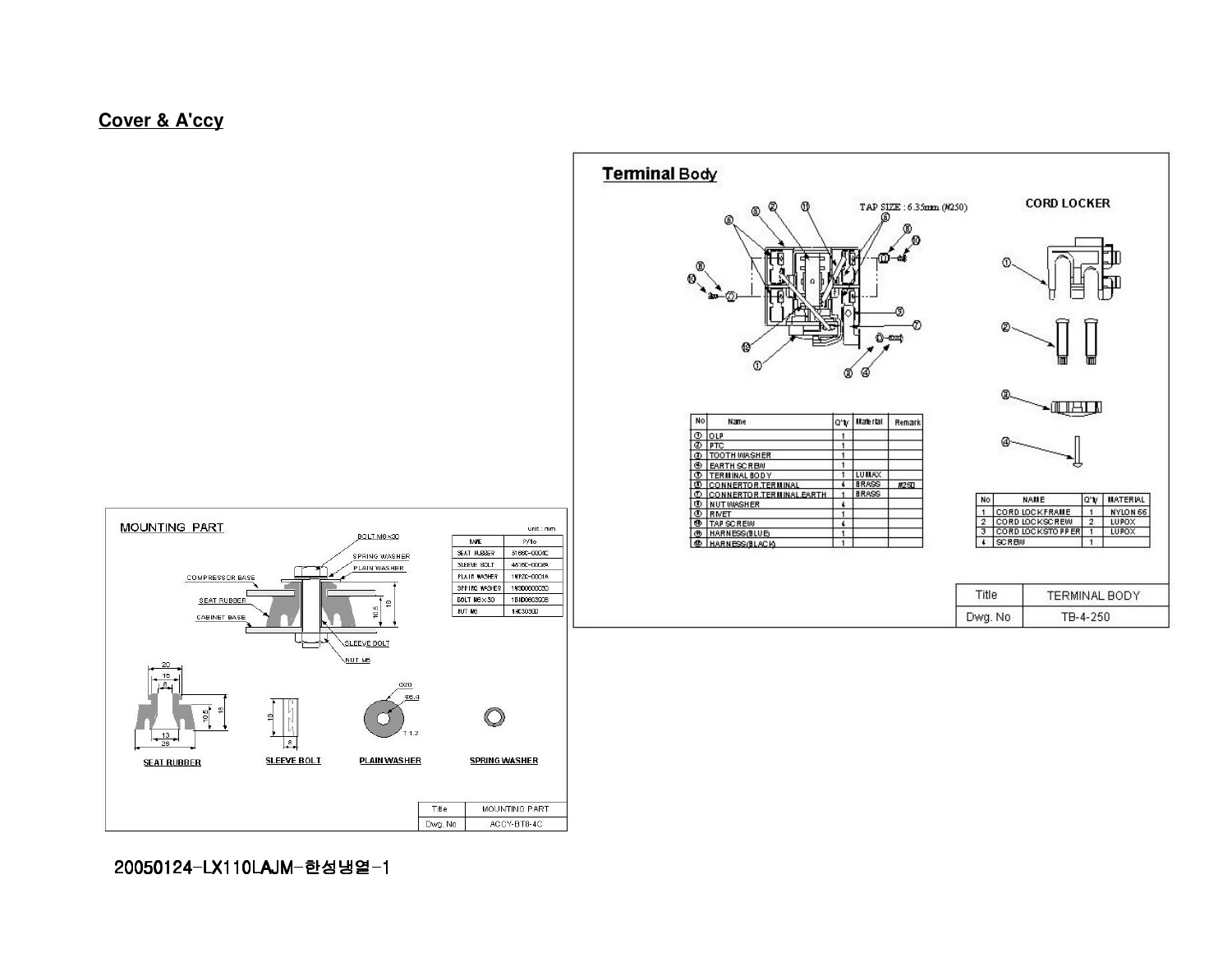## Cover & A'ccy

### Terminal Body

TAP SIZE : 6.35mm (#250)

| No | Name | Q'ty | Material | Remark |
|---|---|---|---|---|
| ① | OLP | 1 | | |
| ② | PTC | 1 | | |
| ③ | TOOTH WASHER | 1 | | |
| ④ | EARTH SCREW | 1 | | |
| ⑤ | TERMINAL BODY | 1 | LUMAX | |
| ⑥ | CONNERTOR.TERMINAL | 4 | BRASS | #250 |
| ⑦ | CONNERTOR.TERMINAL EARTH | 1 | BRASS | |
| ⑧ | NUT WASHER | 4 | | |
| ⑨ | RIVET | 1 | | |
| ⑩ | TAP SCREW | 4 | | |
| ⑪ | HARNESS(BLUE) | 1 | | |
| ⑫ | HARNESS(BLACK) | 1 | | |

**CORD LOCKER**

| No | NAME | Q'ty | MATERIAL |
|---|---|---|---|
| 1 | CORD LOCK FRAME | 1 | NYLON 66 |
| 2 | CORD LOCKSCREW | 2 | LUPOX |
| 3 | CORD LOCKSTOPPER | 1 | LUPOX |
| 4 | SCREW | 1 | |

| | |
|---|---|
| Title | TERMINAL BODY |
| Dwg. No | TB-4-250 |

### MOUNTING PART

unit : mm

BOLT M6×30
SPRING WASHER
PLAIN WASHER
COMPRESSOR BASE
SEAT RUBBER
CABINET BASE
SLEEVE BOLT
NUT M6

| NAME | P/No |
|---|---|
| SEAT RUBBER | 5168C-0004C |
| SLEEVE BOLT | 4A16C-0002A |
| PLAIN WASHER | 1WZ2C-0001A |
| SPRING WASHER | 1WS00000030 |
| BOLT M6×30 | 1BHD0603005 |
| NUT M6 | 1HC30300 |

SEAT RUBBER
SLEEVE BOLT
PLAIN WASHER
SPRING WASHER

| | |
|---|---|
| Title | MOUNTING PART |
| Dwg. No | ACCY-BT8-4C |

20050124-LX110LAJM-한성냉열-1